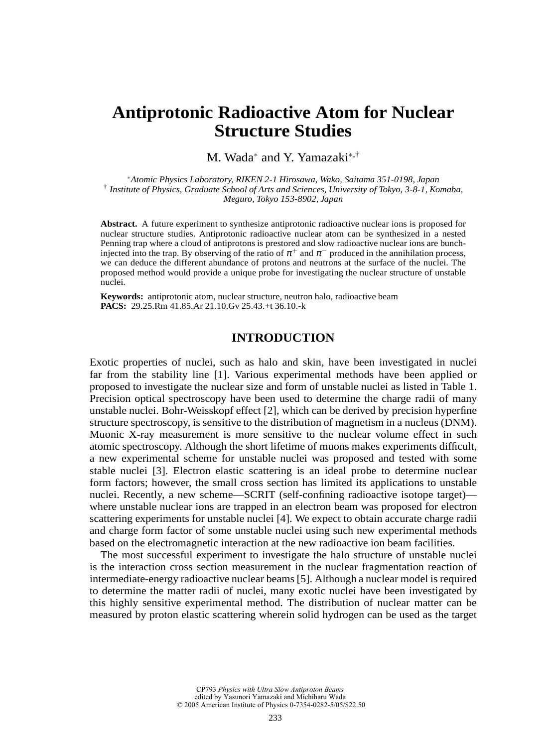# Antiprotonic Radioactive Atom for Nuclear Structure Studies

M. Wada[*] and Y. Yamazaki[*,†]

[*] *Atomic Physics Laboratory, RIKEN 2-1 Hirosawa, Wako, Saitama 351-0198, Japan*
[†] *Institute of Physics, Graduate School of Arts and Sciences, University of Tokyo, 3-8-1, Komaba, Meguro, Tokyo 153-8902, Japan*

**Abstract.** A future experiment to synthesize antiprotonic radioactive nuclear ions is proposed for nuclear structure studies. Antiprotonic radioactive nuclear atom can be synthesized in a nested Penning trap where a cloud of antiprotons is prestored and slow radioactive nuclear ions are bunch-injected into the trap. By observing of the ratio of $\pi^+$ and $\pi^-$ produced in the annihilation process, we can deduce the different abundance of protons and neutrons at the surface of the nuclei. The proposed method would provide a unique probe for investigating the nuclear structure of unstable nuclei.

**Keywords:** antiprotonic atom, nuclear structure, neutron halo, radioactive beam
**PACS:** 29.25.Rm 41.85.Ar 21.10.Gv 25.43.+t 36.10.-k

## INTRODUCTION

Exotic properties of nuclei, such as halo and skin, have been investigated in nuclei far from the stability line [1]. Various experimental methods have been applied or proposed to investigate the nuclear size and form of unstable nuclei as listed in Table 1. Precision optical spectroscopy have been used to determine the charge radii of many unstable nuclei. Bohr-Weisskopf effect [2], which can be derived by precision hyperfine structure spectroscopy, is sensitive to the distribution of magnetism in a nucleus (DNM). Muonic X-ray measurement is more sensitive to the nuclear volume effect in such atomic spectroscopy. Although the short lifetime of muons makes experiments difficult, a new experimental scheme for unstable nuclei was proposed and tested with some stable nuclei [3]. Electron elastic scattering is an ideal probe to determine nuclear form factors; however, the small cross section has limited its applications to unstable nuclei. Recently, a new scheme—SCRIT (self-confining radioactive isotope target)—where unstable nuclear ions are trapped in an electron beam was proposed for electron scattering experiments for unstable nuclei [4]. We expect to obtain accurate charge radii and charge form factor of some unstable nuclei using such new experimental methods based on the electromagnetic interaction at the new radioactive ion beam facilities.

The most successful experiment to investigate the halo structure of unstable nuclei is the interaction cross section measurement in the nuclear fragmentation reaction of intermediate-energy radioactive nuclear beams [5]. Although a nuclear model is required to determine the matter radii of nuclei, many exotic nuclei have been investigated by this highly sensitive experimental method. The distribution of nuclear matter can be measured by proton elastic scattering wherein solid hydrogen can be used as the target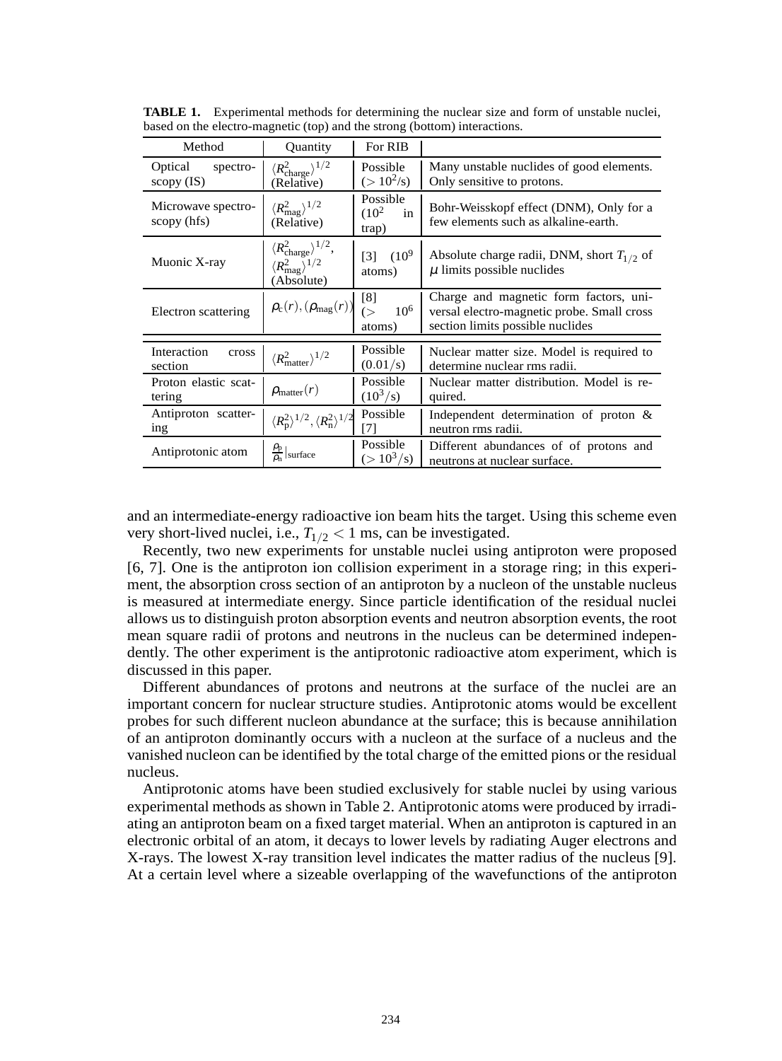**TABLE 1.** Experimental methods for determining the nuclear size and form of unstable nuclei, based on the electro-magnetic (top) and the strong (bottom) interactions.

| Method | Quantity | For RIB | |
|---|---|---|---|
| Optical spectroscopy (IS) | $\langle R^2_{\rm charge}\rangle^{1/2}$ (Relative) | Possible ($> 10^2$/s) | Many unstable nuclides of good elements. Only sensitive to protons. |
| Microwave spectroscopy (hfs) | $\langle R^2_{\rm mag}\rangle^{1/2}$ (Relative) | Possible ($10^2$ in trap) | Bohr-Weisskopf effect (DNM), Only for a few elements such as alkaline-earth. |
| Muonic X-ray | $\langle R^2_{\rm charge}\rangle^{1/2}$, $\langle R^2_{\rm mag}\rangle^{1/2}$ (Absolute) | [3] ($10^9$ atoms) | Absolute charge radii, DNM, short $T_{1/2}$ of $\mu$ limits possible nuclides |
| Electron scattering | $\rho_c(r), (\rho_{\rm mag}(r))$ | [8] ($> 10^6$ atoms) | Charge and magnetic form factors, universal electro-magnetic probe. Small cross section limits possible nuclides |
| Interaction cross section | $\langle R^2_{\rm matter}\rangle^{1/2}$ | Possible (0.01/s) | Nuclear matter size. Model is required to determine nuclear rms radii. |
| Proton elastic scattering | $\rho_{\rm matter}(r)$ | Possible ($10^3$/s) | Nuclear matter distribution. Model is required. |
| Antiproton scattering | $\langle R^2_{\rm p}\rangle^{1/2}, \langle R^2_{\rm n}\rangle^{1/2}$ | Possible [7] | Independent determination of proton & neutron rms radii. |
| Antiprotonic atom | $\frac{\rho_p}{\rho_n}\vert_{\rm surface}$ | Possible ($> 10^3$/s) | Different abundances of of protons and neutrons at nuclear surface. |

and an intermediate-energy radioactive ion beam hits the target. Using this scheme even very short-lived nuclei, i.e., $T_{1/2} < 1$ ms, can be investigated.

Recently, two new experiments for unstable nuclei using antiproton were proposed [6, 7]. One is the antiproton ion collision experiment in a storage ring; in this experiment, the absorption cross section of an antiproton by a nucleon of the unstable nucleus is measured at intermediate energy. Since particle identification of the residual nuclei allows us to distinguish proton absorption events and neutron absorption events, the root mean square radii of protons and neutrons in the nucleus can be determined independently. The other experiment is the antiprotonic radioactive atom experiment, which is discussed in this paper.

Different abundances of protons and neutrons at the surface of the nuclei are an important concern for nuclear structure studies. Antiprotonic atoms would be excellent probes for such different nucleon abundance at the surface; this is because annihilation of an antiproton dominantly occurs with a nucleon at the surface of a nucleus and the vanished nucleon can be identified by the total charge of the emitted pions or the residual nucleus.

Antiprotonic atoms have been studied exclusively for stable nuclei by using various experimental methods as shown in Table 2. Antiprotonic atoms were produced by irradiating an antiproton beam on a fixed target material. When an antiproton is captured in an electronic orbital of an atom, it decays to lower levels by radiating Auger electrons and X-rays. The lowest X-ray transition level indicates the matter radius of the nucleus [9]. At a certain level where a sizeable overlapping of the wavefunctions of the antiproton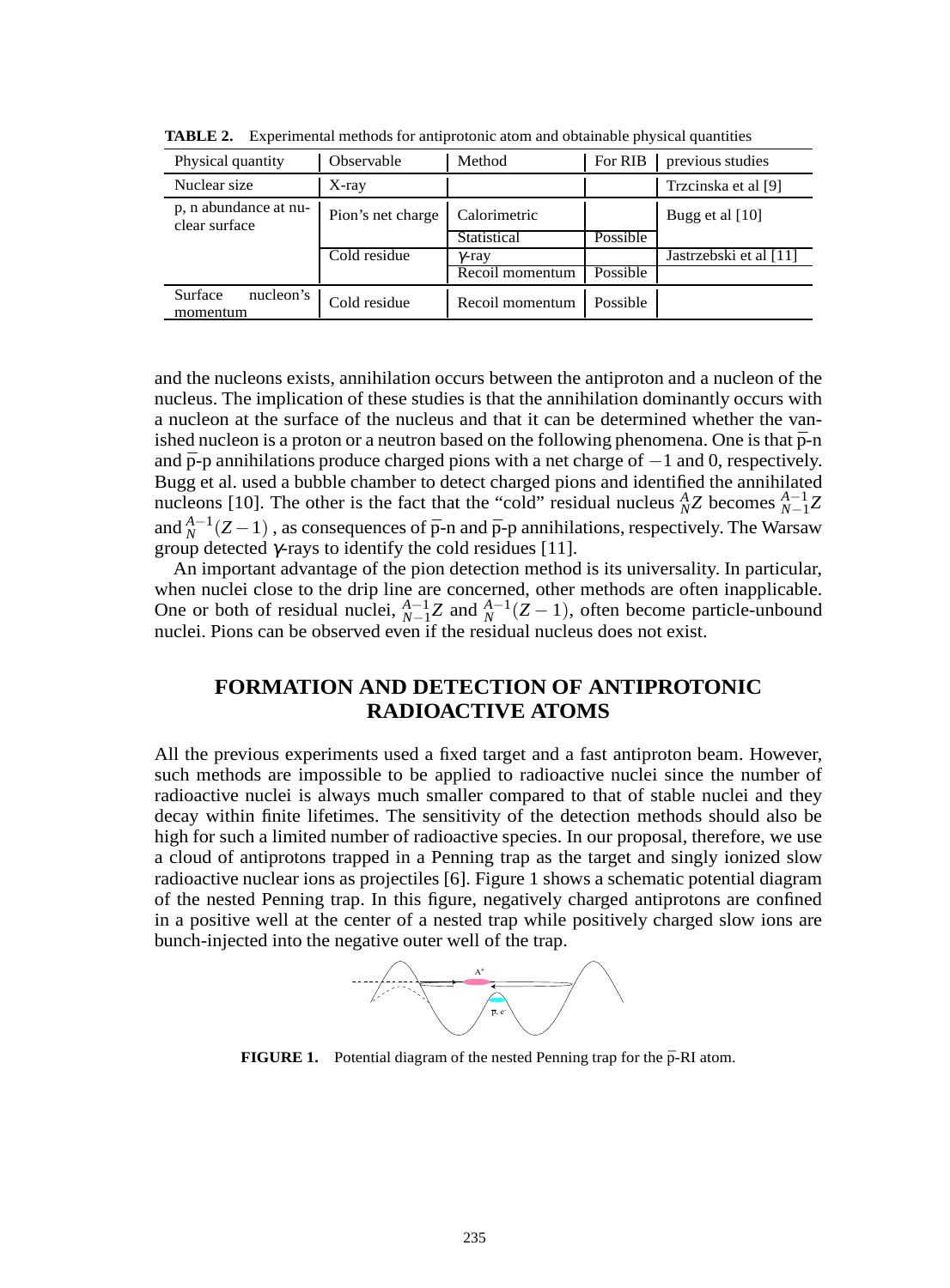**TABLE 2.** Experimental methods for antiprotonic atom and obtainable physical quantities

| Physical quantity | Observable | Method | For RIB | previous studies |
|---|---|---|---|---|
| Nuclear size | X-ray | | | Trzcinska et al [9] |
| p, n abundance at nuclear surface | Pion's net charge | Calorimetric | | Bugg et al [10] |
| | | Statistical | Possible | |
| | Cold residue | $\gamma$-ray | | Jastrzebski et al [11] |
| | | Recoil momentum | Possible | |
| Surface nucleon's momentum | Cold residue | Recoil momentum | Possible | |

and the nucleons exists, annihilation occurs between the antiproton and a nucleon of the nucleus. The implication of these studies is that the annihilation dominantly occurs with a nucleon at the surface of the nucleus and that it can be determined whether the vanished nucleon is a proton or a neutron based on the following phenomena. One is that $\bar{\text{p}}$-n and $\bar{\text{p}}$-p annihilations produce charged pions with a net charge of $-1$ and 0, respectively. Bugg et al. used a bubble chamber to detect charged pions and identified the annihilated nucleons [10]. The other is the fact that the "cold" residual nucleus ${}^{A}_{N}Z$ becomes ${}^{A-1}_{N-1}Z$ and ${}^{A-1}_{N}(Z-1)$ , as consequences of $\bar{\text{p}}$-n and $\bar{\text{p}}$-p annihilations, respectively. The Warsaw group detected $\gamma$-rays to identify the cold residues [11].

An important advantage of the pion detection method is its universality. In particular, when nuclei close to the drip line are concerned, other methods are often inapplicable. One or both of residual nuclei, ${}^{A-1}_{N-1}Z$ and ${}^{A-1}_{N}(Z-1)$, often become particle-unbound nuclei. Pions can be observed even if the residual nucleus does not exist.

## FORMATION AND DETECTION OF ANTIPROTONIC RADIOACTIVE ATOMS

All the previous experiments used a fixed target and a fast antiproton beam. However, such methods are impossible to be applied to radioactive nuclei since the number of radioactive nuclei is always much smaller compared to that of stable nuclei and they decay within finite lifetimes. The sensitivity of the detection methods should also be high for such a limited number of radioactive species. In our proposal, therefore, we use a cloud of antiprotons trapped in a Penning trap as the target and singly ionized slow radioactive nuclear ions as projectiles [6]. Figure 1 shows a schematic potential diagram of the nested Penning trap. In this figure, negatively charged antiprotons are confined in a positive well at the center of a nested trap while positively charged slow ions are bunch-injected into the negative outer well of the trap.

**FIGURE 1.** Potential diagram of the nested Penning trap for the $\bar{\text{p}}$-RI atom.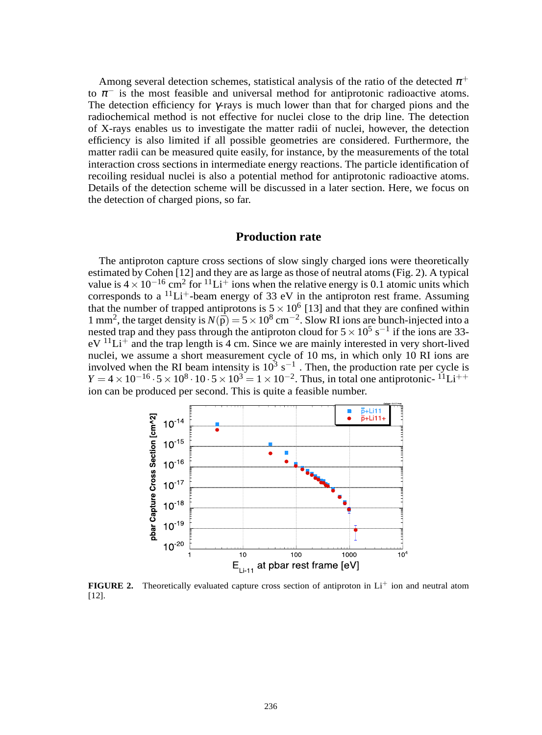Among several detection schemes, statistical analysis of the ratio of the detected $\pi^+$ to $\pi^-$ is the most feasible and universal method for antiprotonic radioactive atoms. The detection efficiency for $\gamma$-rays is much lower than that for charged pions and the radiochemical method is not effective for nuclei close to the drip line. The detection of X-rays enables us to investigate the matter radii of nuclei, however, the detection efficiency is also limited if all possible geometries are considered. Furthermore, the matter radii can be measured quite easily, for instance, by the measurements of the total interaction cross sections in intermediate energy reactions. The particle identification of recoiling residual nuclei is also a potential method for antiprotonic radioactive atoms. Details of the detection scheme will be discussed in a later section. Here, we focus on the detection of charged pions, so far.

## Production rate

The antiproton capture cross sections of slow singly charged ions were theoretically estimated by Cohen [12] and they are as large as those of neutral atoms (Fig. 2). A typical value is $4 \times 10^{-16}$ cm$^2$ for $^{11}$Li$^+$ ions when the relative energy is 0.1 atomic units which corresponds to a $^{11}$Li$^+$-beam energy of 33 eV in the antiproton rest frame. Assuming that the number of trapped antiprotons is $5 \times 10^6$ [13] and that they are confined within 1 mm$^2$, the target density is $N(\bar{\mathrm{p}}) = 5 \times 10^8$ cm$^{-2}$. Slow RI ions are bunch-injected into a nested trap and they pass through the antiproton cloud for $5 \times 10^5$ s$^{-1}$ if the ions are 33-eV $^{11}$Li$^+$ and the trap length is 4 cm. Since we are mainly interested in very short-lived nuclei, we assume a short measurement cycle of 10 ms, in which only 10 RI ions are involved when the RI beam intensity is $10^3$ s$^{-1}$ . Then, the production rate per cycle is $Y = 4 \times 10^{-16} \cdot 5 \times 10^8 \cdot 10 \cdot 5 \times 10^3 = 1 \times 10^{-2}$. Thus, in total one antiprotonic- $^{11}$Li$^{++}$ ion can be produced per second. This is quite a feasible number.

**FIGURE 2.** Theoretically evaluated capture cross section of antiproton in Li$^+$ ion and neutral atom [12].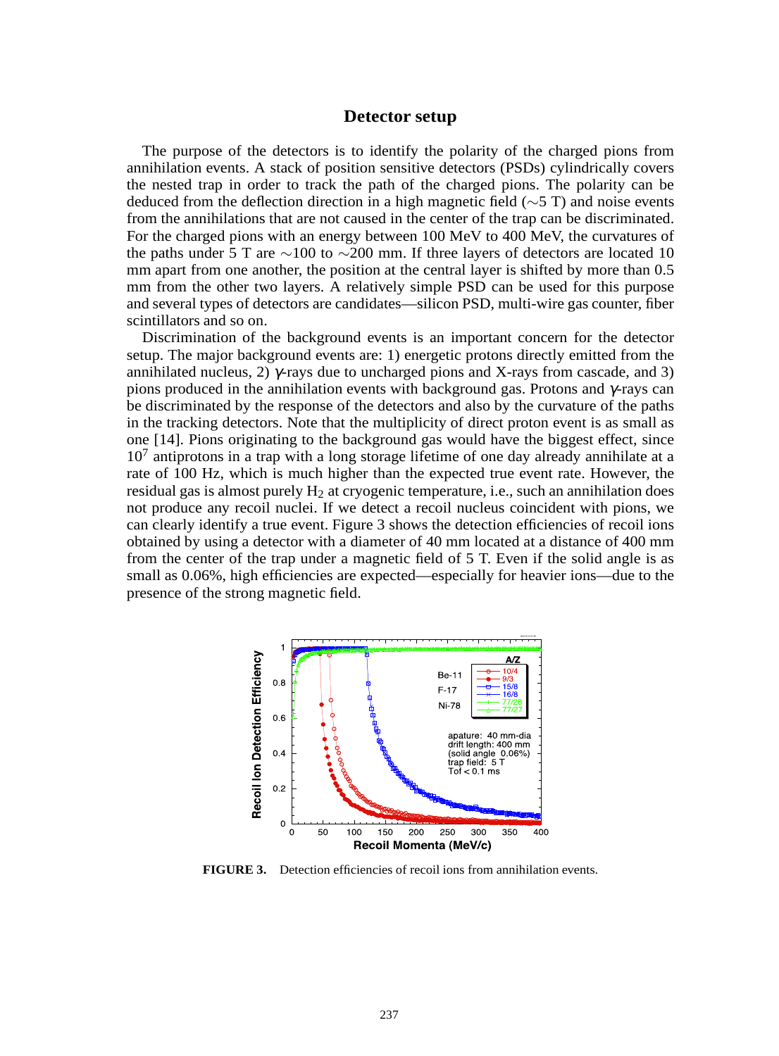## Detector setup

The purpose of the detectors is to identify the polarity of the charged pions from annihilation events. A stack of position sensitive detectors (PSDs) cylindrically covers the nested trap in order to track the path of the charged pions. The polarity can be deduced from the deflection direction in a high magnetic field ($\sim$5 T) and noise events from the annihilations that are not caused in the center of the trap can be discriminated. For the charged pions with an energy between 100 MeV to 400 MeV, the curvatures of the paths under 5 T are $\sim$100 to $\sim$200 mm. If three layers of detectors are located 10 mm apart from one another, the position at the central layer is shifted by more than 0.5 mm from the other two layers. A relatively simple PSD can be used for this purpose and several types of detectors are candidates—silicon PSD, multi-wire gas counter, fiber scintillators and so on.

Discrimination of the background events is an important concern for the detector setup. The major background events are: 1) energetic protons directly emitted from the annihilated nucleus, 2) $\gamma$-rays due to uncharged pions and X-rays from cascade, and 3) pions produced in the annihilation events with background gas. Protons and $\gamma$-rays can be discriminated by the response of the detectors and also by the curvature of the paths in the tracking detectors. Note that the multiplicity of direct proton event is as small as one [14]. Pions originating to the background gas would have the biggest effect, since $10^7$ antiprotons in a trap with a long storage lifetime of one day already annihilate at a rate of 100 Hz, which is much higher than the expected true event rate. However, the residual gas is almost purely $H_2$ at cryogenic temperature, i.e., such an annihilation does not produce any recoil nuclei. If we detect a recoil nucleus coincident with pions, we can clearly identify a true event. Figure 3 shows the detection efficiencies of recoil ions obtained by using a detector with a diameter of 40 mm located at a distance of 400 mm from the center of the trap under a magnetic field of 5 T. Even if the solid angle is as small as 0.06%, high efficiencies are expected—especially for heavier ions—due to the presence of the strong magnetic field.

**FIGURE 3.** Detection efficiencies of recoil ions from annihilation events.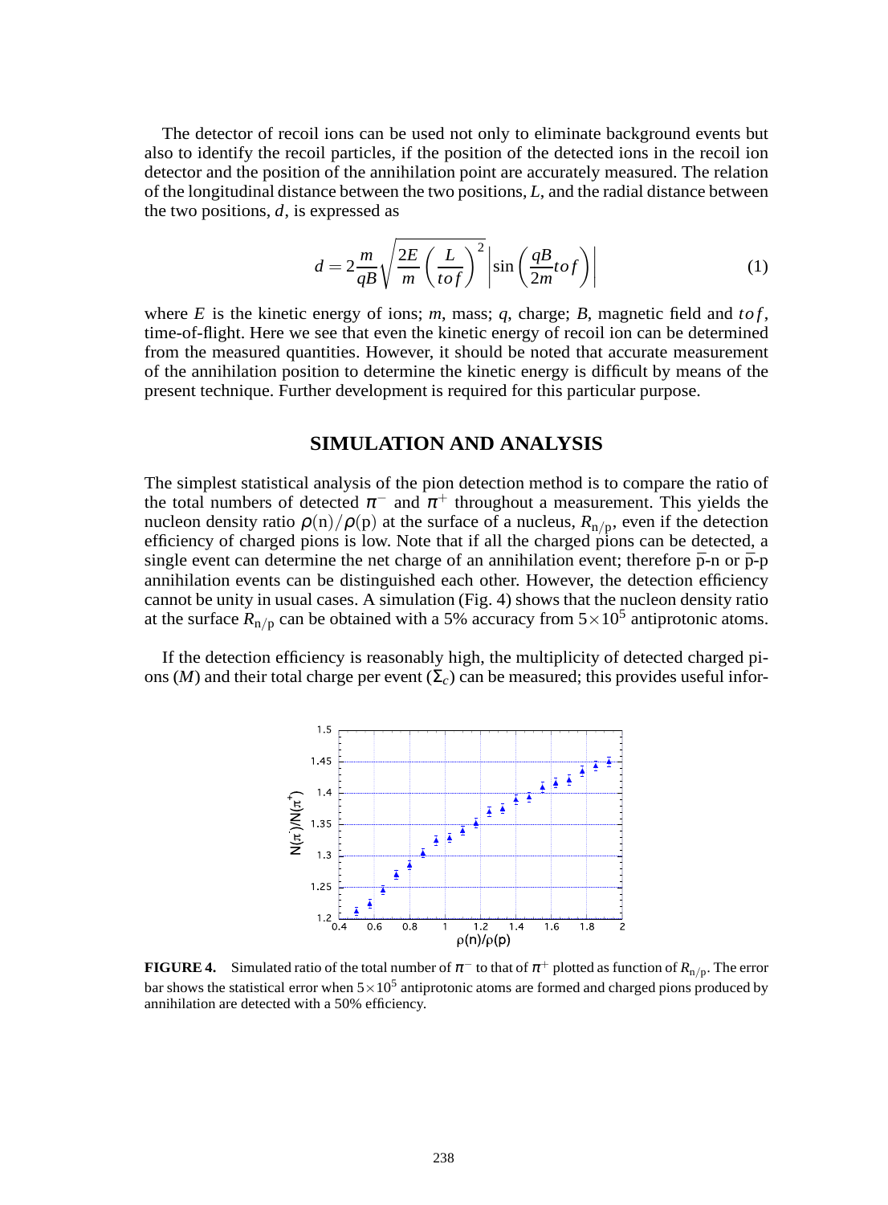The detector of recoil ions can be used not only to eliminate background events but also to identify the recoil particles, if the position of the detected ions in the recoil ion detector and the position of the annihilation point are accurately measured. The relation of the longitudinal distance between the two positions, $L$, and the radial distance between the two positions, $d$, is expressed as

$$d = 2\frac{m}{qB}\sqrt{\frac{2E}{m}\left(\frac{L}{tof}\right)^2}\left|\sin\left(\frac{qB}{2m}tof\right)\right| \tag{1}$$

where $E$ is the kinetic energy of ions; $m$, mass; $q$, charge; $B$, magnetic field and $tof$, time-of-flight. Here we see that even the kinetic energy of recoil ion can be determined from the measured quantities. However, it should be noted that accurate measurement of the annihilation position to determine the kinetic energy is difficult by means of the present technique. Further development is required for this particular purpose.

## SIMULATION AND ANALYSIS

The simplest statistical analysis of the pion detection method is to compare the ratio of the total numbers of detected $\pi^-$ and $\pi^+$ throughout a measurement. This yields the nucleon density ratio $\rho(\mathrm{n})/\rho(\mathrm{p})$ at the surface of a nucleus, $R_{\mathrm{n/p}}$, even if the detection efficiency of charged pions is low. Note that if all the charged pions can be detected, a single event can determine the net charge of an annihilation event; therefore $\bar{\mathrm{p}}$-n or $\bar{\mathrm{p}}$-p annihilation events can be distinguished each other. However, the detection efficiency cannot be unity in usual cases. A simulation (Fig. 4) shows that the nucleon density ratio at the surface $R_{\mathrm{n/p}}$ can be obtained with a 5% accuracy from $5\times10^5$ antiprotonic atoms.

If the detection efficiency is reasonably high, the multiplicity of detected charged pions ($M$) and their total charge per event ($\Sigma_c$) can be measured; this provides useful infor-

**FIGURE 4.** Simulated ratio of the total number of $\pi^-$ to that of $\pi^+$ plotted as function of $R_{\mathrm{n/p}}$. The error bar shows the statistical error when $5\times10^5$ antiprotonic atoms are formed and charged pions produced by annihilation are detected with a 50% efficiency.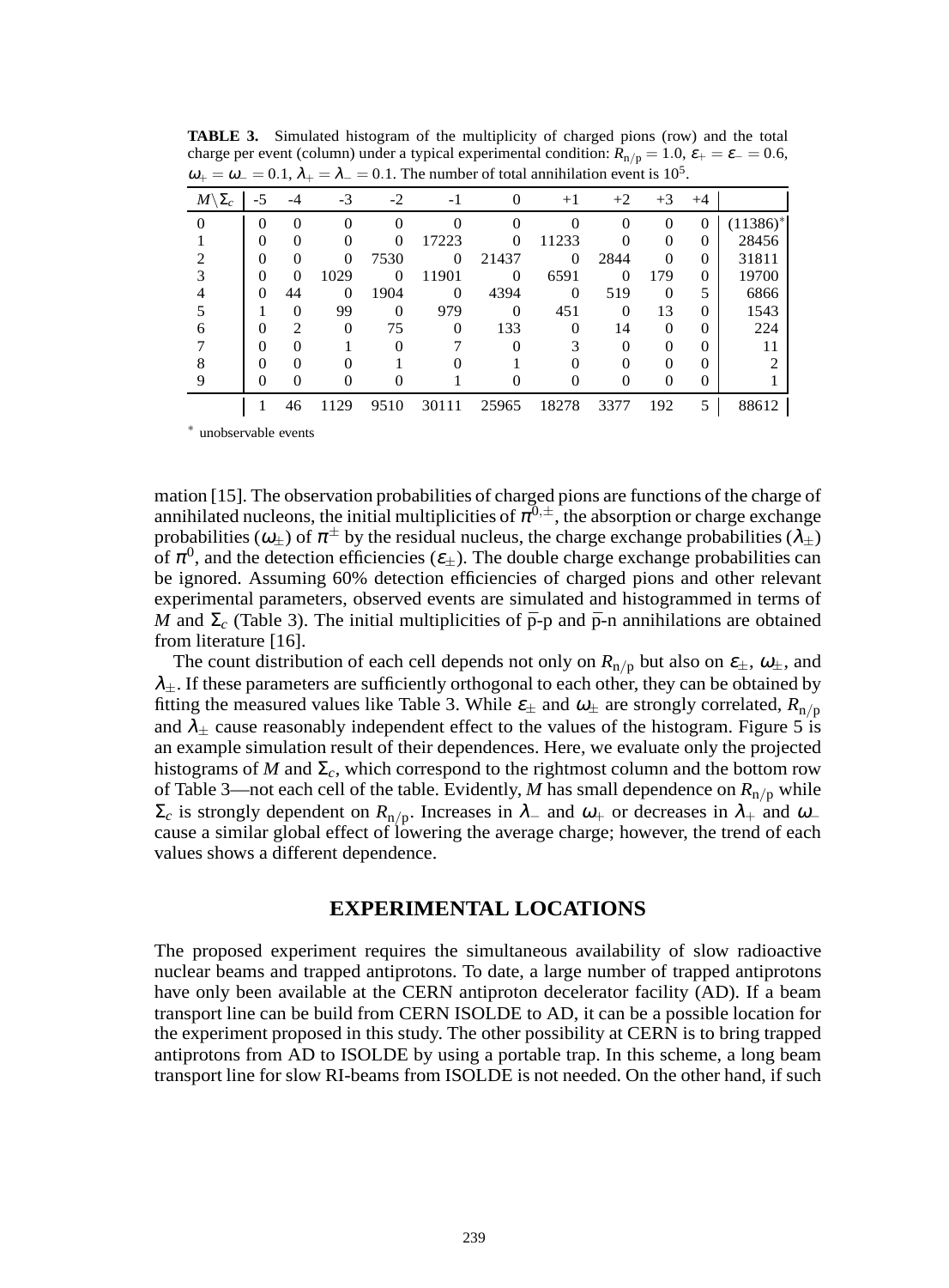**TABLE 3.** Simulated histogram of the multiplicity of charged pions (row) and the total charge per event (column) under a typical experimental condition: $R_{n/p} = 1.0$, $\varepsilon_+ = \varepsilon_- = 0.6$, $\omega_+ = \omega_- = 0.1$, $\lambda_+ = \lambda_- = 0.1$. The number of total annihilation event is $10^5$.

| $M \backslash \Sigma_c$ | -5 | -4 | -3 | -2 | -1 | 0 | +1 | +2 | +3 | +4 | |
|---|---|---|---|---|---|---|---|---|---|---|---|
| 0 | 0 | 0 | 0 | 0 | 0 | 0 | 0 | 0 | 0 | 0 | (11386)* |
| 1 | 0 | 0 | 0 | 0 | 17223 | 0 | 11233 | 0 | 0 | 0 | 28456 |
| 2 | 0 | 0 | 0 | 7530 | 0 | 21437 | 0 | 2844 | 0 | 0 | 31811 |
| 3 | 0 | 0 | 1029 | 0 | 11901 | 0 | 6591 | 0 | 179 | 0 | 19700 |
| 4 | 0 | 44 | 0 | 1904 | 0 | 4394 | 0 | 519 | 0 | 5 | 6866 |
| 5 | 1 | 0 | 99 | 0 | 979 | 0 | 451 | 0 | 13 | 0 | 1543 |
| 6 | 0 | 2 | 0 | 75 | 0 | 133 | 0 | 14 | 0 | 0 | 224 |
| 7 | 0 | 0 | 1 | 0 | 7 | 0 | 3 | 0 | 0 | 0 | 11 |
| 8 | 0 | 0 | 0 | 1 | 0 | 1 | 0 | 0 | 0 | 0 | 2 |
| 9 | 0 | 0 | 0 | 0 | 1 | 0 | 0 | 0 | 0 | 0 | 1 |
| | 1 | 46 | 1129 | 9510 | 30111 | 25965 | 18278 | 3377 | 192 | 5 | 88612 |

* unobservable events

mation [15]. The observation probabilities of charged pions are functions of the charge of annihilated nucleons, the initial multiplicities of $\pi^{0,\pm}$, the absorption or charge exchange probabilities ($\omega_\pm$) of $\pi^\pm$ by the residual nucleus, the charge exchange probabilities ($\lambda_\pm$) of $\pi^0$, and the detection efficiencies ($\varepsilon_\pm$). The double charge exchange probabilities can be ignored. Assuming 60% detection efficiencies of charged pions and other relevant experimental parameters, observed events are simulated and histogrammed in terms of $M$ and $\Sigma_c$ (Table 3). The initial multiplicities of $\bar{\text{p}}$-p and $\bar{\text{p}}$-n annihilations are obtained from literature [16].

The count distribution of each cell depends not only on $R_{n/p}$ but also on $\varepsilon_\pm$, $\omega_\pm$, and $\lambda_\pm$. If these parameters are sufficiently orthogonal to each other, they can be obtained by fitting the measured values like Table 3. While $\varepsilon_\pm$ and $\omega_\pm$ are strongly correlated, $R_{n/p}$ and $\lambda_\pm$ cause reasonably independent effect to the values of the histogram. Figure 5 is an example simulation result of their dependences. Here, we evaluate only the projected histograms of $M$ and $\Sigma_c$, which correspond to the rightmost column and the bottom row of Table 3—not each cell of the table. Evidently, $M$ has small dependence on $R_{n/p}$ while $\Sigma_c$ is strongly dependent on $R_{n/p}$. Increases in $\lambda_-$ and $\omega_+$ or decreases in $\lambda_+$ and $\omega_-$ cause a similar global effect of lowering the average charge; however, the trend of each values shows a different dependence.

## EXPERIMENTAL LOCATIONS

The proposed experiment requires the simultaneous availability of slow radioactive nuclear beams and trapped antiprotons. To date, a large number of trapped antiprotons have only been available at the CERN antiproton decelerator facility (AD). If a beam transport line can be build from CERN ISOLDE to AD, it can be a possible location for the experiment proposed in this study. The other possibility at CERN is to bring trapped antiprotons from AD to ISOLDE by using a portable trap. In this scheme, a long beam transport line for slow RI-beams from ISOLDE is not needed. On the other hand, if such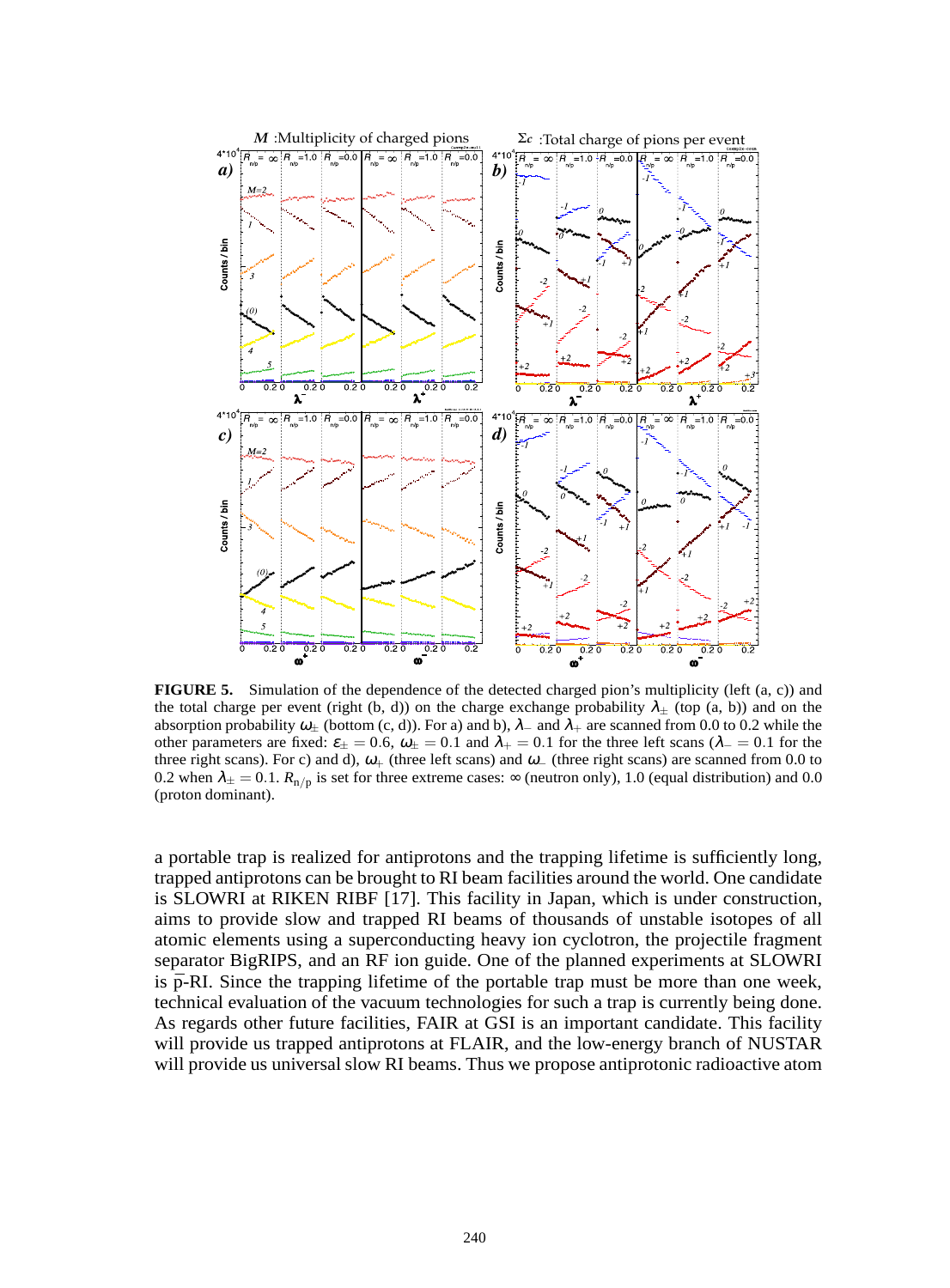**FIGURE 5.** Simulation of the dependence of the detected charged pion's multiplicity (left (a, c)) and the total charge per event (right (b, d)) on the charge exchange probability $\lambda_{\pm}$ (top (a, b)) and on the absorption probability $\omega_{\pm}$ (bottom (c, d)). For a) and b), $\lambda_{-}$ and $\lambda_{+}$ are scanned from 0.0 to 0.2 while the other parameters are fixed: $\varepsilon_{\pm} = 0.6$, $\omega_{\pm} = 0.1$ and $\lambda_{+} = 0.1$ for the three left scans ($\lambda_{-} = 0.1$ for the three right scans). For c) and d), $\omega_{+}$ (three left scans) and $\omega_{-}$ (three right scans) are scanned from 0.0 to 0.2 when $\lambda_{\pm} = 0.1$. $R_{\mathrm{n/p}}$ is set for three extreme cases: $\infty$ (neutron only), 1.0 (equal distribution) and 0.0 (proton dominant).

a portable trap is realized for antiprotons and the trapping lifetime is sufficiently long, trapped antiprotons can be brought to RI beam facilities around the world. One candidate is SLOWRI at RIKEN RIBF [17]. This facility in Japan, which is under construction, aims to provide slow and trapped RI beams of thousands of unstable isotopes of all atomic elements using a superconducting heavy ion cyclotron, the projectile fragment separator BigRIPS, and an RF ion guide. One of the planned experiments at SLOWRI is $\bar{\mathrm{p}}$-RI. Since the trapping lifetime of the portable trap must be more than one week, technical evaluation of the vacuum technologies for such a trap is currently being done. As regards other future facilities, FAIR at GSI is an important candidate. This facility will provide us trapped antiprotons at FLAIR, and the low-energy branch of NUSTAR will provide us universal slow RI beams. Thus we propose antiprotonic radioactive atom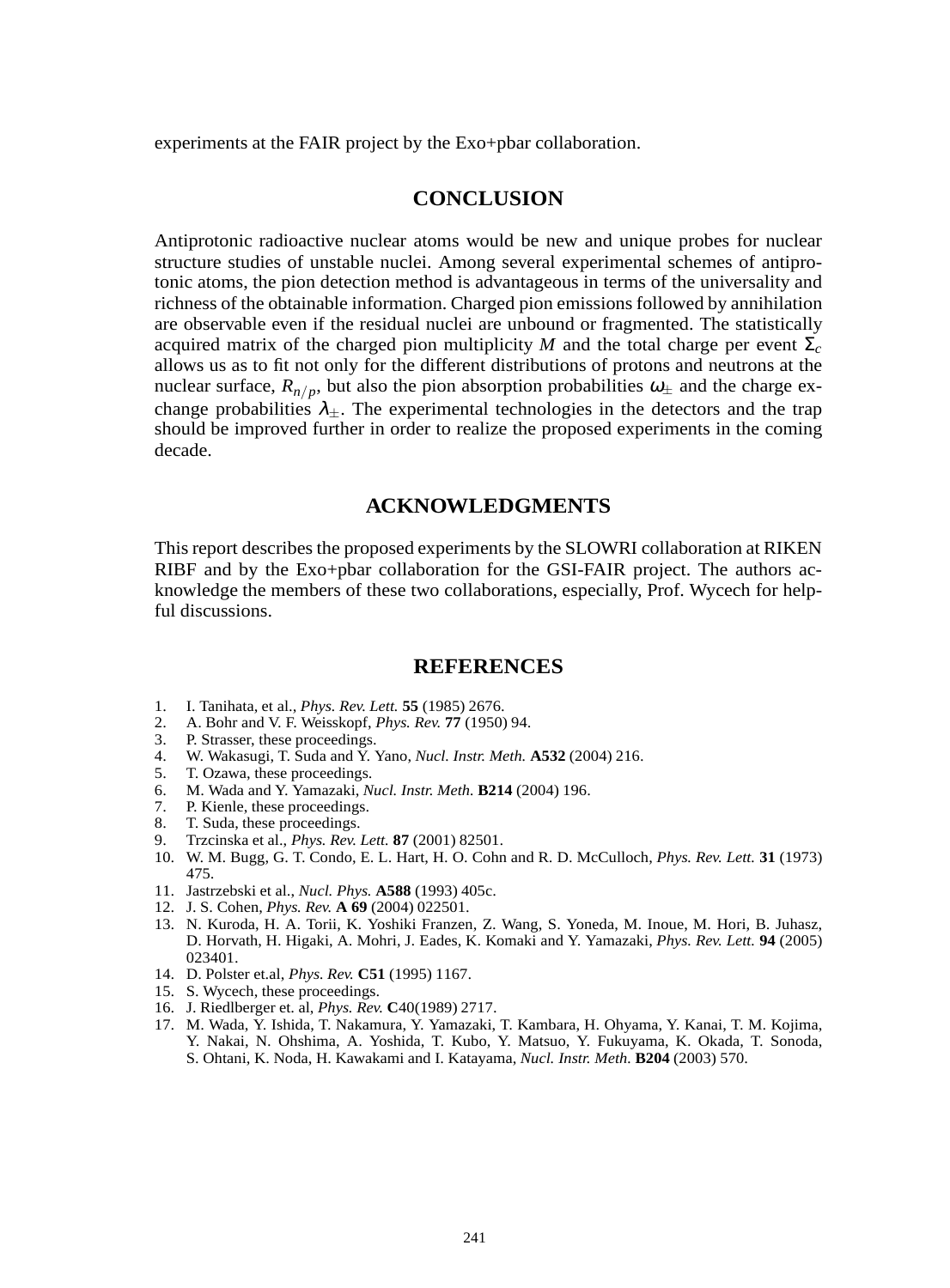experiments at the FAIR project by the Exo+pbar collaboration.

## CONCLUSION

Antiprotonic radioactive nuclear atoms would be new and unique probes for nuclear structure studies of unstable nuclei. Among several experimental schemes of antiprotonic atoms, the pion detection method is advantageous in terms of the universality and richness of the obtainable information. Charged pion emissions followed by annihilation are observable even if the residual nuclei are unbound or fragmented. The statistically acquired matrix of the charged pion multiplicity $M$ and the total charge per event $\Sigma_c$ allows us as to fit not only for the different distributions of protons and neutrons at the nuclear surface, $R_{n/p}$, but also the pion absorption probabilities $\omega_{\pm}$ and the charge exchange probabilities $\lambda_{\pm}$. The experimental technologies in the detectors and the trap should be improved further in order to realize the proposed experiments in the coming decade.

## ACKNOWLEDGMENTS

This report describes the proposed experiments by the SLOWRI collaboration at RIKEN RIBF and by the Exo+pbar collaboration for the GSI-FAIR project. The authors acknowledge the members of these two collaborations, especially, Prof. Wycech for helpful discussions.

## REFERENCES

1. I. Tanihata, et al., *Phys. Rev. Lett.* **55** (1985) 2676.
2. A. Bohr and V. F. Weisskopf, *Phys. Rev.* **77** (1950) 94.
3. P. Strasser, these proceedings.
4. W. Wakasugi, T. Suda and Y. Yano, *Nucl. Instr. Meth.* **A532** (2004) 216.
5. T. Ozawa, these proceedings.
6. M. Wada and Y. Yamazaki, *Nucl. Instr. Meth.* **B214** (2004) 196.
7. P. Kienle, these proceedings.
8. T. Suda, these proceedings.
9. Trzcinska et al., *Phys. Rev. Lett.* **87** (2001) 82501.
10. W. M. Bugg, G. T. Condo, E. L. Hart, H. O. Cohn and R. D. McCulloch, *Phys. Rev. Lett.* **31** (1973) 475.
11. Jastrzebski et al., *Nucl. Phys.* **A588** (1993) 405c.
12. J. S. Cohen, *Phys. Rev.* **A 69** (2004) 022501.
13. N. Kuroda, H. A. Torii, K. Yoshiki Franzen, Z. Wang, S. Yoneda, M. Inoue, M. Hori, B. Juhasz, D. Horvath, H. Higaki, A. Mohri, J. Eades, K. Komaki and Y. Yamazaki, *Phys. Rev. Lett.* **94** (2005) 023401.
14. D. Polster et.al, *Phys. Rev.* **C51** (1995) 1167.
15. S. Wycech, these proceedings.
16. J. Riedlberger et. al, *Phys. Rev.* **C**40(1989) 2717.
17. M. Wada, Y. Ishida, T. Nakamura, Y. Yamazaki, T. Kambara, H. Ohyama, Y. Kanai, T. M. Kojima, Y. Nakai, N. Ohshima, A. Yoshida, T. Kubo, Y. Matsuo, Y. Fukuyama, K. Okada, T. Sonoda, S. Ohtani, K. Noda, H. Kawakami and I. Katayama, *Nucl. Instr. Meth.* **B204** (2003) 570.